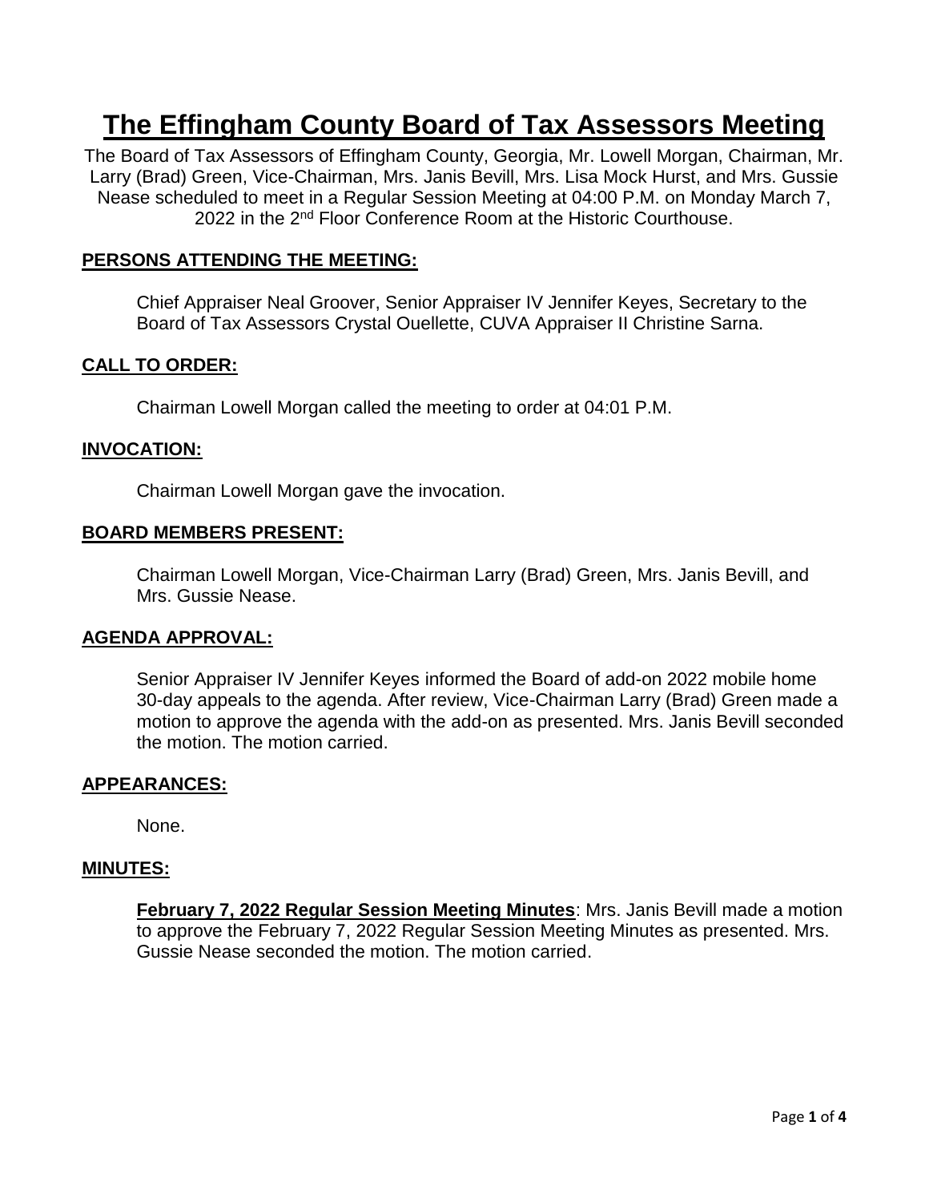# The Effingham County Board of Tax Assessors Meeting

The Board of Tax Assessors of Effingham County, Georgia, Mr. Lowell Morgan, Chairman, Mr. Larry (Brad) Green, Vice-Chairman, Mrs. Janis Bevill, Mrs. Lisa Mock Hurst, and Mrs. Gussie Nease scheduled to meet in a Regular Session Meeting at 04:00 P.M. on Monday March 7, 2022 in the 2nd Floor Conference Room at the Historic Courthouse.

## PERSONS ATTENDING THE MEETING:

Chief Appraiser Neal Groover, Senior Appraiser IV Jennifer Keyes, Secretary to the Board of Tax Assessors Crystal Ouellette, CUVA Appraiser II Christine Sarna.

## CALL TO ORDER:

Chairman Lowell Morgan called the meeting to order at 04:01 P.M.

## INVOCATION:

Chairman Lowell Morgan gave the invocation.

## BOARD MEMBERS PRESENT:

Chairman Lowell Morgan, Vice-Chairman Larry (Brad) Green, Mrs. Janis Bevill, and Mrs. Gussie Nease.

## AGENDA APPROVAL:

Senior Appraiser IV Jennifer Keyes informed the Board of add-on 2022 mobile home 30-day appeals to the agenda. After review, Vice-Chairman Larry (Brad) Green made a motion to approve the agenda with the add-on as presented. Mrs. Janis Bevill seconded the motion. The motion carried.

## APPEARANCES:

None.

## MINUTES:

**February 7, 2022 Regular Session Meeting Minutes**: Mrs. Janis Bevill made a motion to approve the February 7, 2022 Regular Session Meeting Minutes as presented. Mrs. Gussie Nease seconded the motion. The motion carried.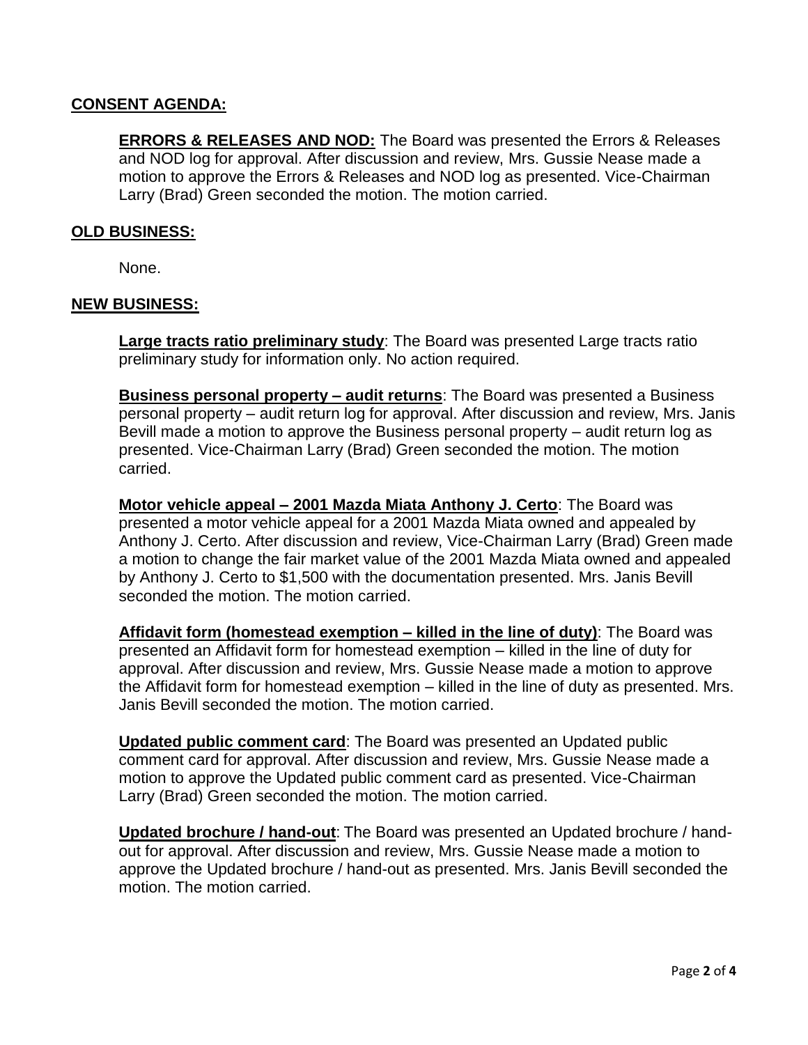## CONSENT AGENDA:

**ERRORS & RELEASES AND NOD:** The Board was presented the Errors & Releases and NOD log for approval. After discussion and review, Mrs. Gussie Nease made a motion to approve the Errors & Releases and NOD log as presented. Vice-Chairman Larry (Brad) Green seconded the motion. The motion carried.

## OLD BUSINESS:

None.

## NEW BUSINESS:

**Large tracts ratio preliminary study**: The Board was presented Large tracts ratio preliminary study for information only. No action required.

**Business personal property – audit returns**: The Board was presented a Business personal property – audit return log for approval. After discussion and review, Mrs. Janis Bevill made a motion to approve the Business personal property – audit return log as presented. Vice-Chairman Larry (Brad) Green seconded the motion. The motion carried.

**Motor vehicle appeal – 2001 Mazda Miata Anthony J. Certo**: The Board was presented a motor vehicle appeal for a 2001 Mazda Miata owned and appealed by Anthony J. Certo. After discussion and review, Vice-Chairman Larry (Brad) Green made a motion to change the fair market value of the 2001 Mazda Miata owned and appealed by Anthony J. Certo to $1,500 with the documentation presented. Mrs. Janis Bevill seconded the motion. The motion carried.

**Affidavit form (homestead exemption – killed in the line of duty)**: The Board was presented an Affidavit form for homestead exemption – killed in the line of duty for approval. After discussion and review, Mrs. Gussie Nease made a motion to approve the Affidavit form for homestead exemption – killed in the line of duty as presented. Mrs. Janis Bevill seconded the motion. The motion carried.

**Updated public comment card**: The Board was presented an Updated public comment card for approval. After discussion and review, Mrs. Gussie Nease made a motion to approve the Updated public comment card as presented. Vice-Chairman Larry (Brad) Green seconded the motion. The motion carried.

**Updated brochure / hand-out**: The Board was presented an Updated brochure / hand-out for approval. After discussion and review, Mrs. Gussie Nease made a motion to approve the Updated brochure / hand-out as presented. Mrs. Janis Bevill seconded the motion. The motion carried.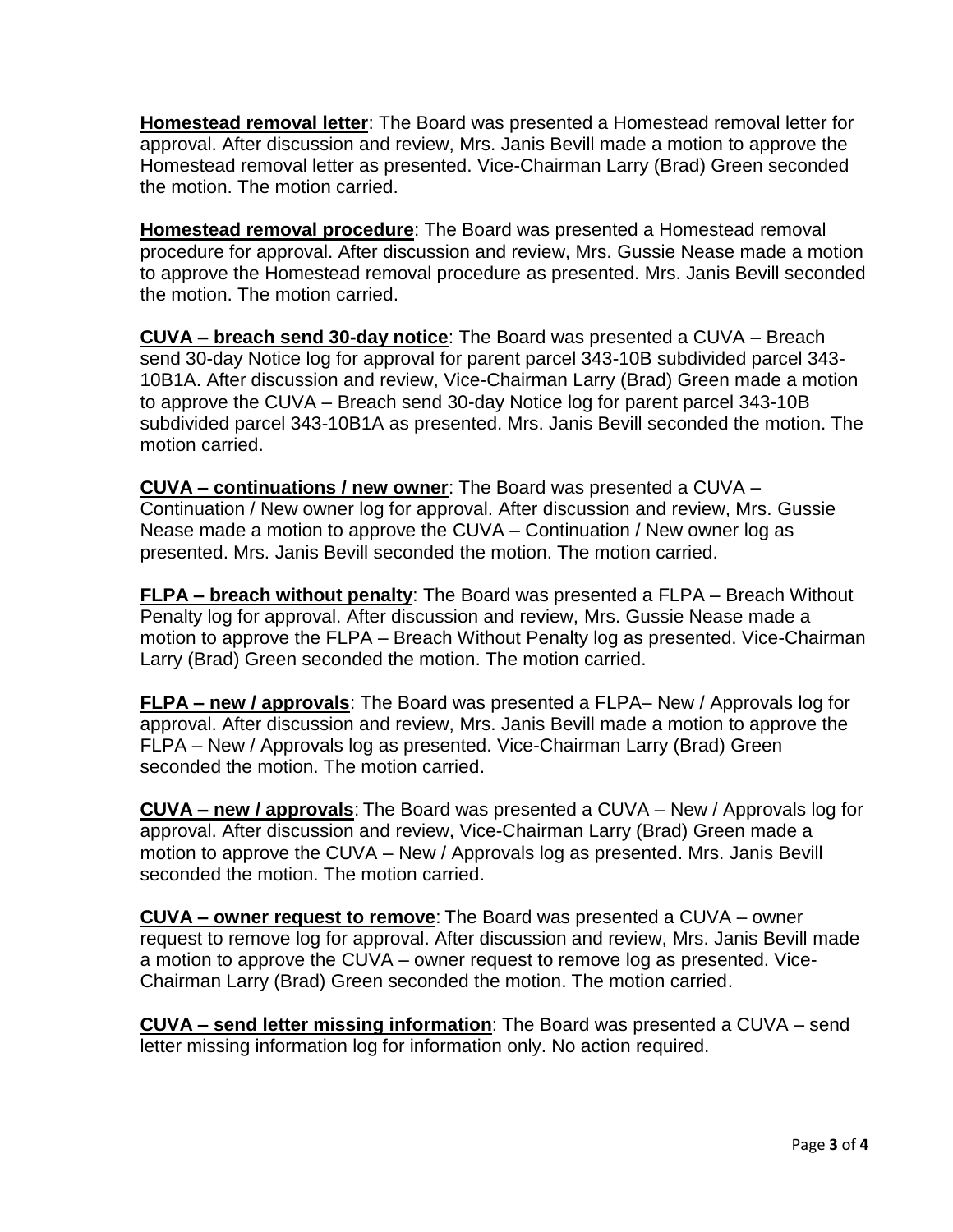**Homestead removal letter**: The Board was presented a Homestead removal letter for approval. After discussion and review, Mrs. Janis Bevill made a motion to approve the Homestead removal letter as presented. Vice-Chairman Larry (Brad) Green seconded the motion. The motion carried.

**Homestead removal procedure**: The Board was presented a Homestead removal procedure for approval. After discussion and review, Mrs. Gussie Nease made a motion to approve the Homestead removal procedure as presented. Mrs. Janis Bevill seconded the motion. The motion carried.

**CUVA – breach send 30-day notice**: The Board was presented a CUVA – Breach send 30-day Notice log for approval for parent parcel 343-10B subdivided parcel 343-10B1A. After discussion and review, Vice-Chairman Larry (Brad) Green made a motion to approve the CUVA – Breach send 30-day Notice log for parent parcel 343-10B subdivided parcel 343-10B1A as presented. Mrs. Janis Bevill seconded the motion. The motion carried.

**CUVA – continuations / new owner**: The Board was presented a CUVA – Continuation / New owner log for approval. After discussion and review, Mrs. Gussie Nease made a motion to approve the CUVA – Continuation / New owner log as presented. Mrs. Janis Bevill seconded the motion. The motion carried.

**FLPA – breach without penalty**: The Board was presented a FLPA – Breach Without Penalty log for approval. After discussion and review, Mrs. Gussie Nease made a motion to approve the FLPA – Breach Without Penalty log as presented. Vice-Chairman Larry (Brad) Green seconded the motion. The motion carried.

**FLPA – new / approvals**: The Board was presented a FLPA– New / Approvals log for approval. After discussion and review, Mrs. Janis Bevill made a motion to approve the FLPA – New / Approvals log as presented. Vice-Chairman Larry (Brad) Green seconded the motion. The motion carried.

**CUVA – new / approvals**: The Board was presented a CUVA – New / Approvals log for approval. After discussion and review, Vice-Chairman Larry (Brad) Green made a motion to approve the CUVA – New / Approvals log as presented. Mrs. Janis Bevill seconded the motion. The motion carried.

**CUVA – owner request to remove**: The Board was presented a CUVA – owner request to remove log for approval. After discussion and review, Mrs. Janis Bevill made a motion to approve the CUVA – owner request to remove log as presented. Vice-Chairman Larry (Brad) Green seconded the motion. The motion carried.

**CUVA – send letter missing information**: The Board was presented a CUVA – send letter missing information log for information only. No action required.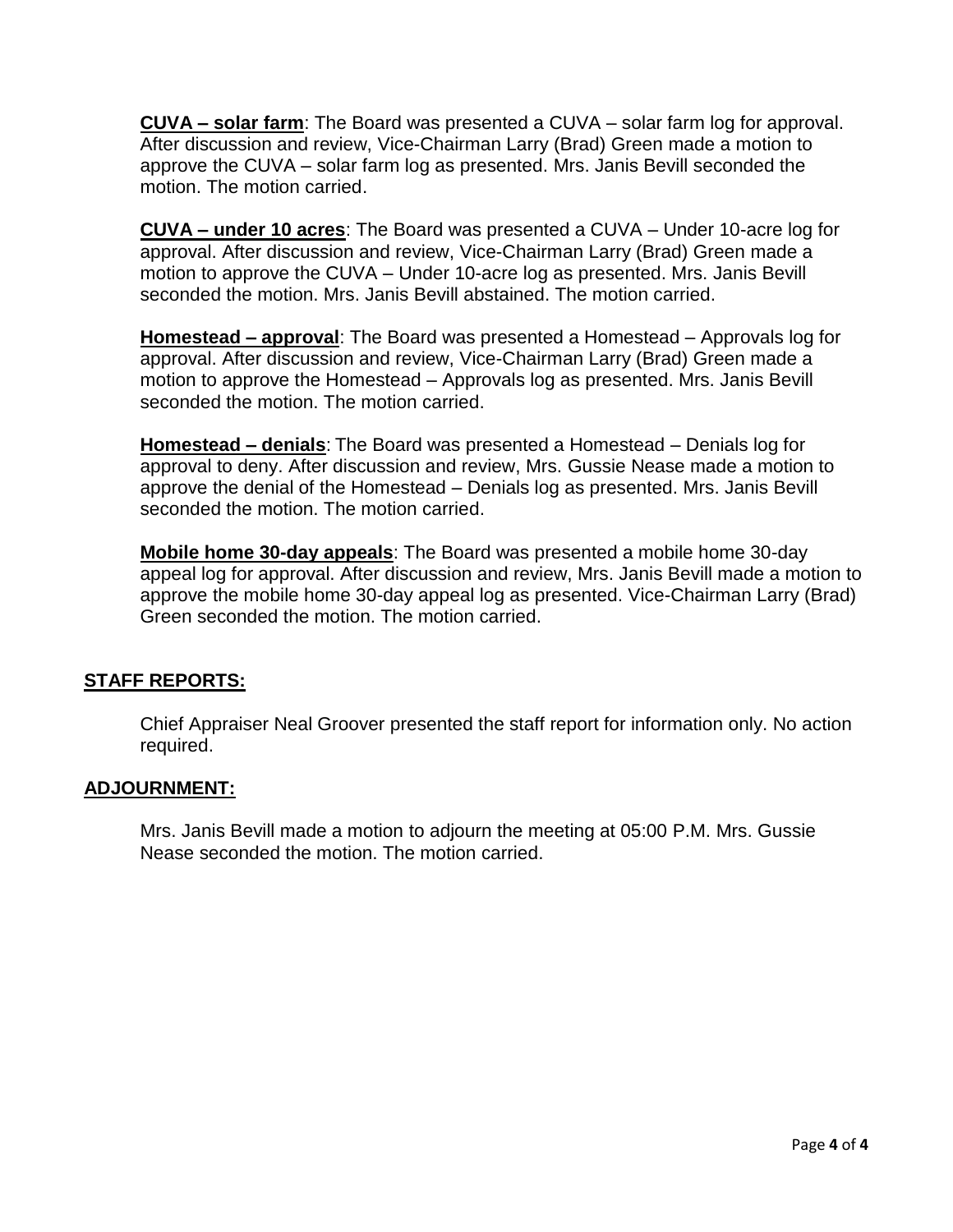**CUVA – solar farm**: The Board was presented a CUVA – solar farm log for approval. After discussion and review, Vice-Chairman Larry (Brad) Green made a motion to approve the CUVA – solar farm log as presented. Mrs. Janis Bevill seconded the motion. The motion carried.

**CUVA – under 10 acres**: The Board was presented a CUVA – Under 10-acre log for approval. After discussion and review, Vice-Chairman Larry (Brad) Green made a motion to approve the CUVA – Under 10-acre log as presented. Mrs. Janis Bevill seconded the motion. Mrs. Janis Bevill abstained. The motion carried.

**Homestead – approval**: The Board was presented a Homestead – Approvals log for approval. After discussion and review, Vice-Chairman Larry (Brad) Green made a motion to approve the Homestead – Approvals log as presented. Mrs. Janis Bevill seconded the motion. The motion carried.

**Homestead – denials**: The Board was presented a Homestead – Denials log for approval to deny. After discussion and review, Mrs. Gussie Nease made a motion to approve the denial of the Homestead – Denials log as presented. Mrs. Janis Bevill seconded the motion. The motion carried.

**Mobile home 30-day appeals**: The Board was presented a mobile home 30-day appeal log for approval. After discussion and review, Mrs. Janis Bevill made a motion to approve the mobile home 30-day appeal log as presented. Vice-Chairman Larry (Brad) Green seconded the motion. The motion carried.

## STAFF REPORTS:

Chief Appraiser Neal Groover presented the staff report for information only. No action required.

## ADJOURNMENT:

Mrs. Janis Bevill made a motion to adjourn the meeting at 05:00 P.M. Mrs. Gussie Nease seconded the motion. The motion carried.